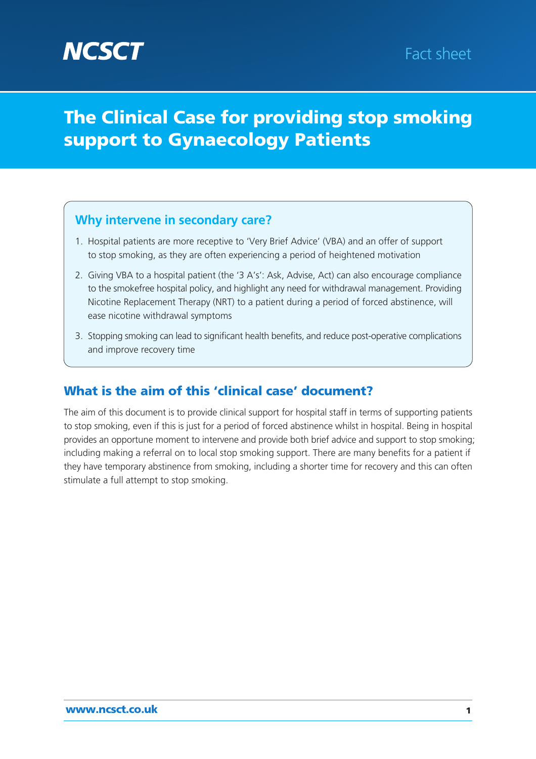NCSCT

Fact sheet

# The Clinical Case for providing stop smoking support to Gynaecology Patients

## Why intervene in secondary care?

1. Hospital patients are more receptive to 'Very Brief Advice' (VBA) and an offer of support to stop smoking, as they are often experiencing a period of heightened motivation
2. Giving VBA to a hospital patient (the '3 A's': Ask, Advise, Act) can also encourage compliance to the smokefree hospital policy, and highlight any need for withdrawal management. Providing Nicotine Replacement Therapy (NRT) to a patient during a period of forced abstinence, will ease nicotine withdrawal symptoms
3. Stopping smoking can lead to significant health benefits, and reduce post-operative complications and improve recovery time

## What is the aim of this 'clinical case' document?

The aim of this document is to provide clinical support for hospital staff in terms of supporting patients to stop smoking, even if this is just for a period of forced abstinence whilst in hospital. Being in hospital provides an opportune moment to intervene and provide both brief advice and support to stop smoking; including making a referral on to local stop smoking support. There are many benefits for a patient if they have temporary abstinence from smoking, including a shorter time for recovery and this can often stimulate a full attempt to stop smoking.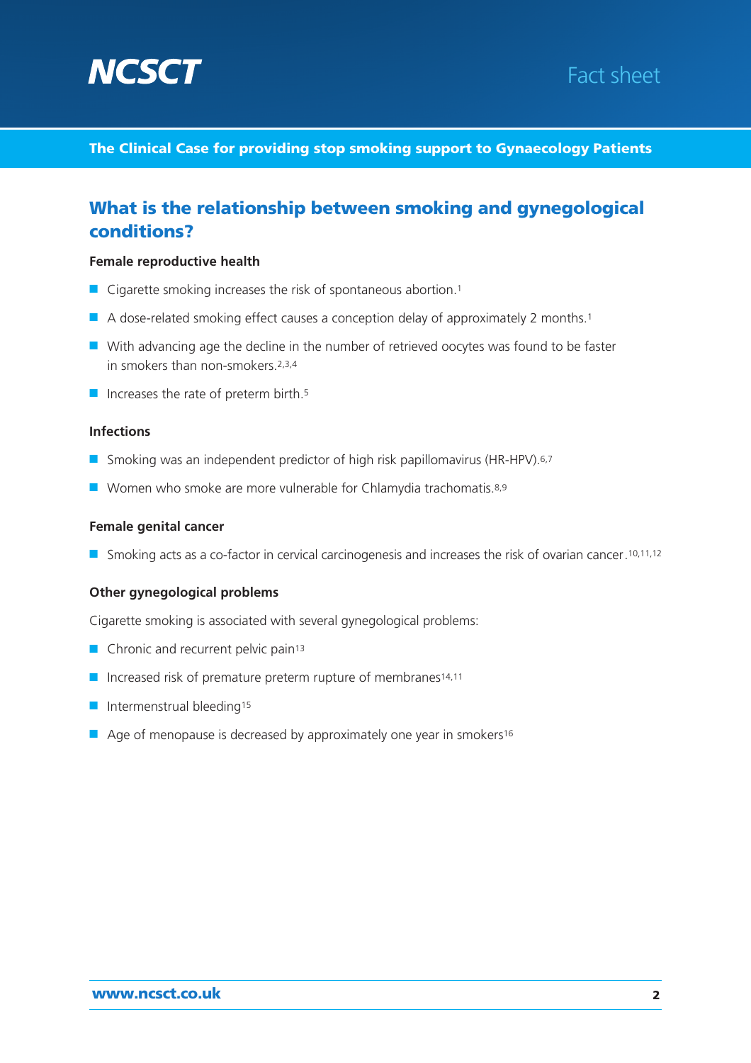## The Clinical Case for providing stop smoking support to Gynaecology Patients

## What is the relationship between smoking and gynegological conditions?

**Female reproductive health**

- Cigarette smoking increases the risk of spontaneous abortion.[1]
- A dose-related smoking effect causes a conception delay of approximately 2 months.[1]
- With advancing age the decline in the number of retrieved oocytes was found to be faster in smokers than non-smokers.[2,3,4]
- Increases the rate of preterm birth.[5]

**Infections**

- Smoking was an independent predictor of high risk papillomavirus (HR-HPV).[6,7]
- Women who smoke are more vulnerable for Chlamydia trachomatis.[8,9]

**Female genital cancer**

- Smoking acts as a co-factor in cervical carcinogenesis and increases the risk of ovarian cancer.[10,11,12]

**Other gynegological problems**

Cigarette smoking is associated with several gynegological problems:

- Chronic and recurrent pelvic pain[13]
- Increased risk of premature preterm rupture of membranes[14,11]
- Intermenstrual bleeding[15]
- Age of menopause is decreased by approximately one year in smokers[16]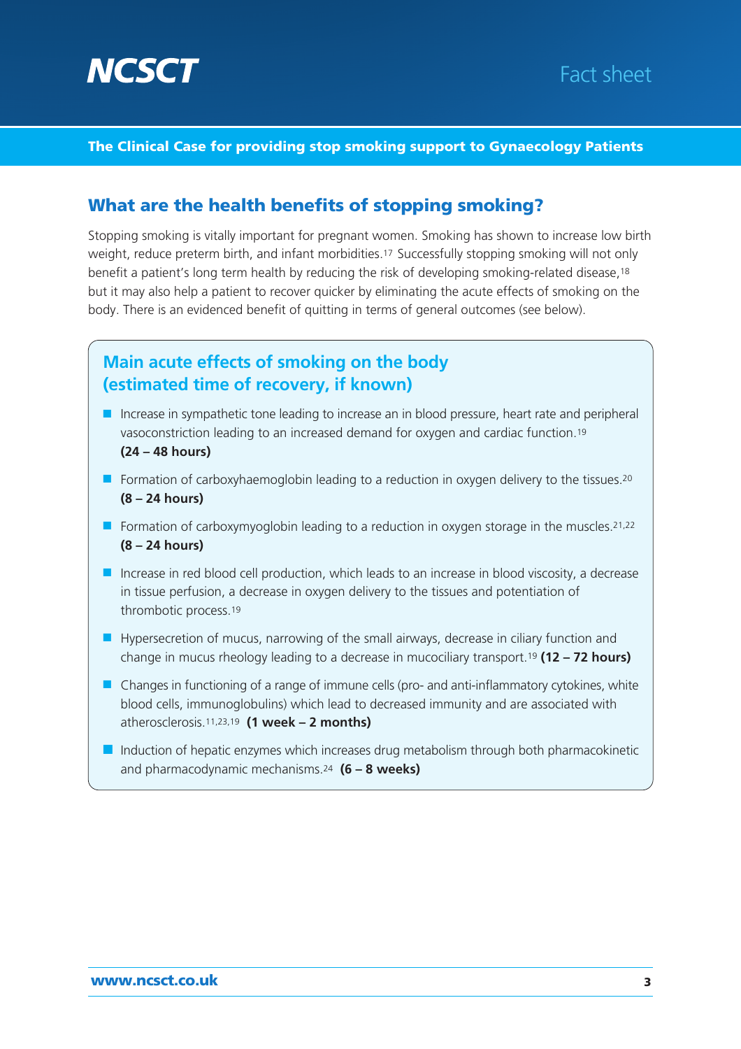The Clinical Case for providing stop smoking support to Gynaecology Patients

## What are the health benefits of stopping smoking?

Stopping smoking is vitally important for pregnant women. Smoking has shown to increase low birth weight, reduce preterm birth, and infant morbidities.[17] Successfully stopping smoking will not only benefit a patient's long term health by reducing the risk of developing smoking-related disease,[18] but it may also help a patient to recover quicker by eliminating the acute effects of smoking on the body. There is an evidenced benefit of quitting in terms of general outcomes (see below).

### Main acute effects of smoking on the body (estimated time of recovery, if known)

- Increase in sympathetic tone leading to increase an in blood pressure, heart rate and peripheral vasoconstriction leading to an increased demand for oxygen and cardiac function.[19] **(24 – 48 hours)**
- Formation of carboxyhaemoglobin leading to a reduction in oxygen delivery to the tissues.[20] **(8 – 24 hours)**
- Formation of carboxymyoglobin leading to a reduction in oxygen storage in the muscles.[21,22] **(8 – 24 hours)**
- Increase in red blood cell production, which leads to an increase in blood viscosity, a decrease in tissue perfusion, a decrease in oxygen delivery to the tissues and potentiation of thrombotic process.[19]
- Hypersecretion of mucus, narrowing of the small airways, decrease in ciliary function and change in mucus rheology leading to a decrease in mucociliary transport.[19] **(12 – 72 hours)**
- Changes in functioning of a range of immune cells (pro- and anti-inflammatory cytokines, white blood cells, immunoglobulins) which lead to decreased immunity and are associated with atherosclerosis.[11,23,19] **(1 week – 2 months)**
- Induction of hepatic enzymes which increases drug metabolism through both pharmacokinetic and pharmacodynamic mechanisms.[24] **(6 – 8 weeks)**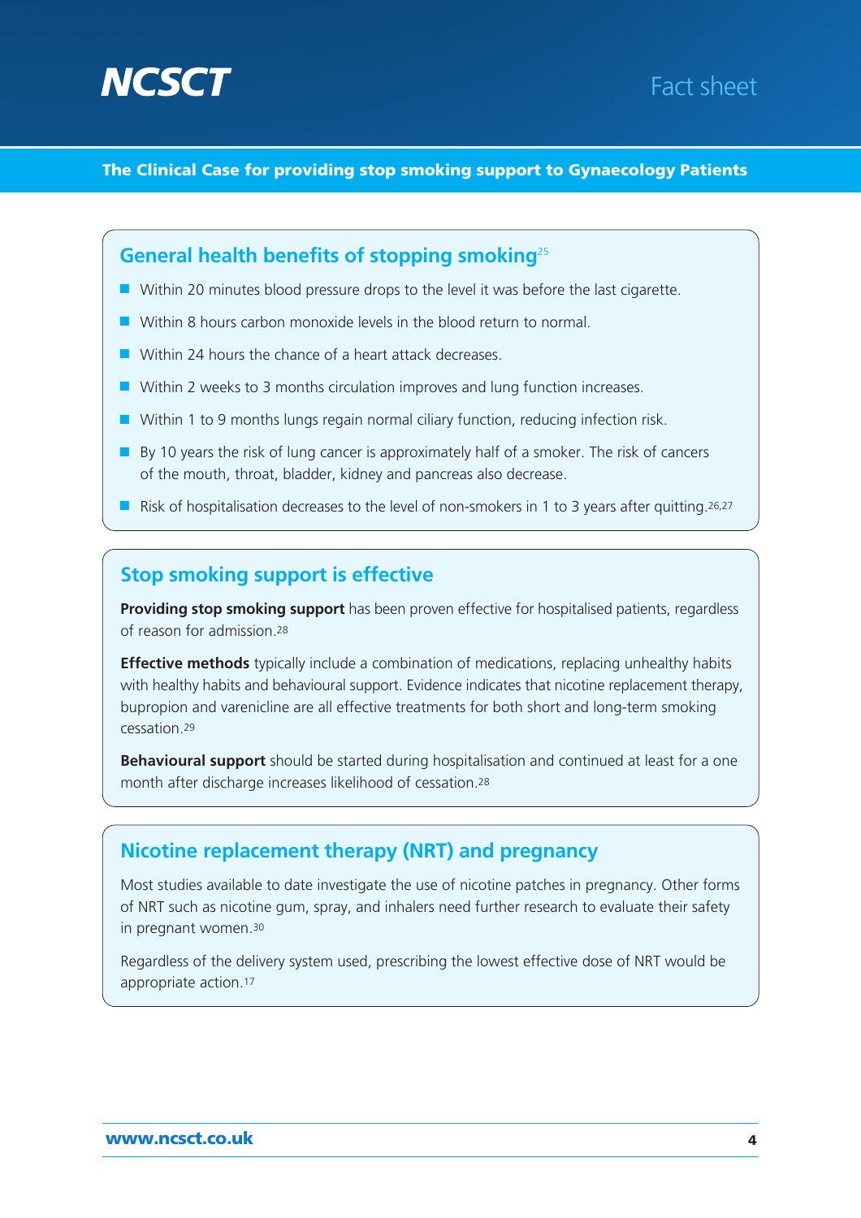## General health benefits of stopping smoking[25]

- Within 20 minutes blood pressure drops to the level it was before the last cigarette.
- Within 8 hours carbon monoxide levels in the blood return to normal.
- Within 24 hours the chance of a heart attack decreases.
- Within 2 weeks to 3 months circulation improves and lung function increases.
- Within 1 to 9 months lungs regain normal ciliary function, reducing infection risk.
- By 10 years the risk of lung cancer is approximately half of a smoker. The risk of cancers of the mouth, throat, bladder, kidney and pancreas also decrease.
- Risk of hospitalisation decreases to the level of non-smokers in 1 to 3 years after quitting.[26,27]

## Stop smoking support is effective

**Providing stop smoking support** has been proven effective for hospitalised patients, regardless of reason for admission.[28]

**Effective methods** typically include a combination of medications, replacing unhealthy habits with healthy habits and behavioural support. Evidence indicates that nicotine replacement therapy, bupropion and varenicline are all effective treatments for both short and long-term smoking cessation.[29]

**Behavioural support** should be started during hospitalisation and continued at least for a one month after discharge increases likelihood of cessation.[28]

## Nicotine replacement therapy (NRT) and pregnancy

Most studies available to date investigate the use of nicotine patches in pregnancy. Other forms of NRT such as nicotine gum, spray, and inhalers need further research to evaluate their safety in pregnant women.[30]

Regardless of the delivery system used, prescribing the lowest effective dose of NRT would be appropriate action.[17]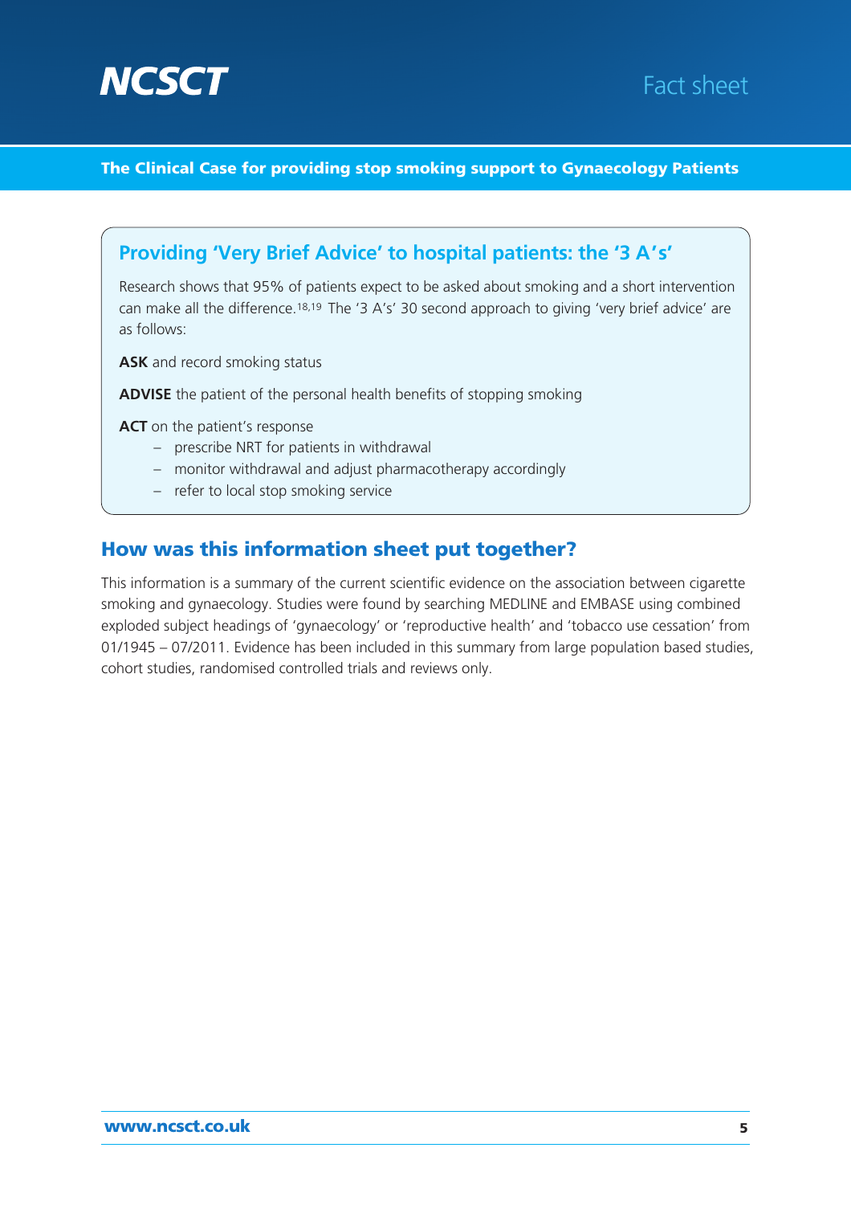## Providing 'Very Brief Advice' to hospital patients: the '3 A's'

Research shows that 95% of patients expect to be asked about smoking and a short intervention can make all the difference.[18,19] The '3 A's' 30 second approach to giving 'very brief advice' are as follows:

**ASK** and record smoking status

**ADVISE** the patient of the personal health benefits of stopping smoking

**ACT** on the patient's response

- prescribe NRT for patients in withdrawal
- monitor withdrawal and adjust pharmacotherapy accordingly
- refer to local stop smoking service

## How was this information sheet put together?

This information is a summary of the current scientific evidence on the association between cigarette smoking and gynaecology. Studies were found by searching MEDLINE and EMBASE using combined exploded subject headings of 'gynaecology' or 'reproductive health' and 'tobacco use cessation' from 01/1945 – 07/2011. Evidence has been included in this summary from large population based studies, cohort studies, randomised controlled trials and reviews only.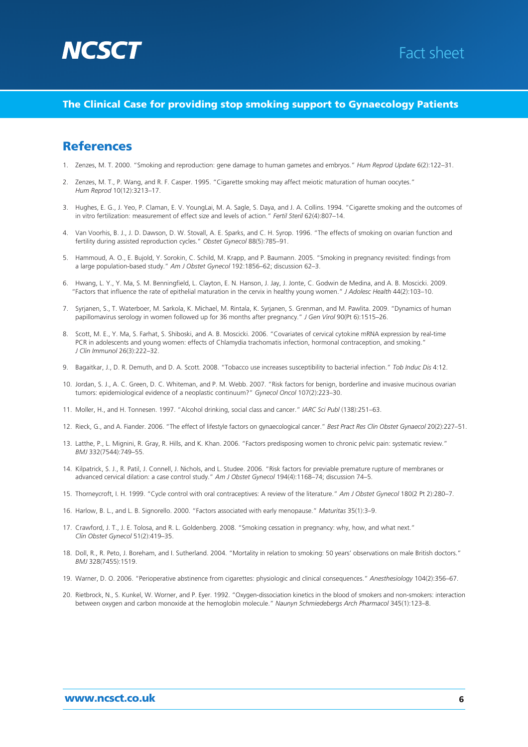## References

1. Zenzes, M. T. 2000. "Smoking and reproduction: gene damage to human gametes and embryos." *Hum Reprod Update* 6(2):122–31.

2. Zenzes, M. T., P. Wang, and R. F. Casper. 1995. "Cigarette smoking may affect meiotic maturation of human oocytes." *Hum Reprod* 10(12):3213–17.

3. Hughes, E. G., J. Yeo, P. Claman, E. V. YoungLai, M. A. Sagle, S. Daya, and J. A. Collins. 1994. "Cigarette smoking and the outcomes of in vitro fertilization: measurement of effect size and levels of action." *Fertil Steril* 62(4):807–14.

4. Van Voorhis, B. J., J. D. Dawson, D. W. Stovall, A. E. Sparks, and C. H. Syrop. 1996. "The effects of smoking on ovarian function and fertility during assisted reproduction cycles." *Obstet Gynecol* 88(5):785–91.

5. Hammoud, A. O., E. Bujold, Y. Sorokin, C. Schild, M. Krapp, and P. Baumann. 2005. "Smoking in pregnancy revisited: findings from a large population-based study." *Am J Obstet Gynecol* 192:1856–62; discussion 62–3.

6. Hwang, L. Y., Y. Ma, S. M. Benningfield, L. Clayton, E. N. Hanson, J. Jay, J. Jonte, C. Godwin de Medina, and A. B. Moscicki. 2009. "Factors that influence the rate of epithelial maturation in the cervix in healthy young women." *J Adolesc Health* 44(2):103–10.

7. Syrjanen, S., T. Waterboer, M. Sarkola, K. Michael, M. Rintala, K. Syrjanen, S. Grenman, and M. Pawlita. 2009. "Dynamics of human papillomavirus serology in women followed up for 36 months after pregnancy." *J Gen Virol* 90(Pt 6):1515–26.

8. Scott, M. E., Y. Ma, S. Farhat, S. Shiboski, and A. B. Moscicki. 2006. "Covariates of cervical cytokine mRNA expression by real-time PCR in adolescents and young women: effects of Chlamydia trachomatis infection, hormonal contraception, and smoking." *J Clin Immunol* 26(3):222–32.

9. Bagaitkar, J., D. R. Demuth, and D. A. Scott. 2008. "Tobacco use increases susceptibility to bacterial infection." *Tob Induc Dis* 4:12.

10. Jordan, S. J., A. C. Green, D. C. Whiteman, and P. M. Webb. 2007. "Risk factors for benign, borderline and invasive mucinous ovarian tumors: epidemiological evidence of a neoplastic continuum?" *Gynecol Oncol* 107(2):223–30.

11. Moller, H., and H. Tonnesen. 1997. "Alcohol drinking, social class and cancer." *IARC Sci Publ* (138):251–63.

12. Rieck, G., and A. Fiander. 2006. "The effect of lifestyle factors on gynaecological cancer." *Best Pract Res Clin Obstet Gynaecol* 20(2):227–51.

13. Latthe, P., L. Mignini, R. Gray, R. Hills, and K. Khan. 2006. "Factors predisposing women to chronic pelvic pain: systematic review." *BMJ* 332(7544):749–55.

14. Kilpatrick, S. J., R. Patil, J. Connell, J. Nichols, and L. Studee. 2006. "Risk factors for previable premature rupture of membranes or advanced cervical dilation: a case control study." *Am J Obstet Gynecol* 194(4):1168–74; discussion 74–5.

15. Thorneycroft, I. H. 1999. "Cycle control with oral contraceptives: A review of the literature." *Am J Obstet Gynecol* 180(2 Pt 2):280–7.

16. Harlow, B. L., and L. B. Signorello. 2000. "Factors associated with early menopause." *Maturitas* 35(1):3–9.

17. Crawford, J. T., J. E. Tolosa, and R. L. Goldenberg. 2008. "Smoking cessation in pregnancy: why, how, and what next." *Clin Obstet Gynecol* 51(2):419–35.

18. Doll, R., R. Peto, J. Boreham, and I. Sutherland. 2004. "Mortality in relation to smoking: 50 years' observations on male British doctors." *BMJ* 328(7455):1519.

19. Warner, D. O. 2006. "Perioperative abstinence from cigarettes: physiologic and clinical consequences." *Anesthesiology* 104(2):356–67.

20. Rietbrock, N., S. Kunkel, W. Worner, and P. Eyer. 1992. "Oxygen-dissociation kinetics in the blood of smokers and non-smokers: interaction between oxygen and carbon monoxide at the hemoglobin molecule." *Naunyn Schmiedebergs Arch Pharmacol* 345(1):123–8.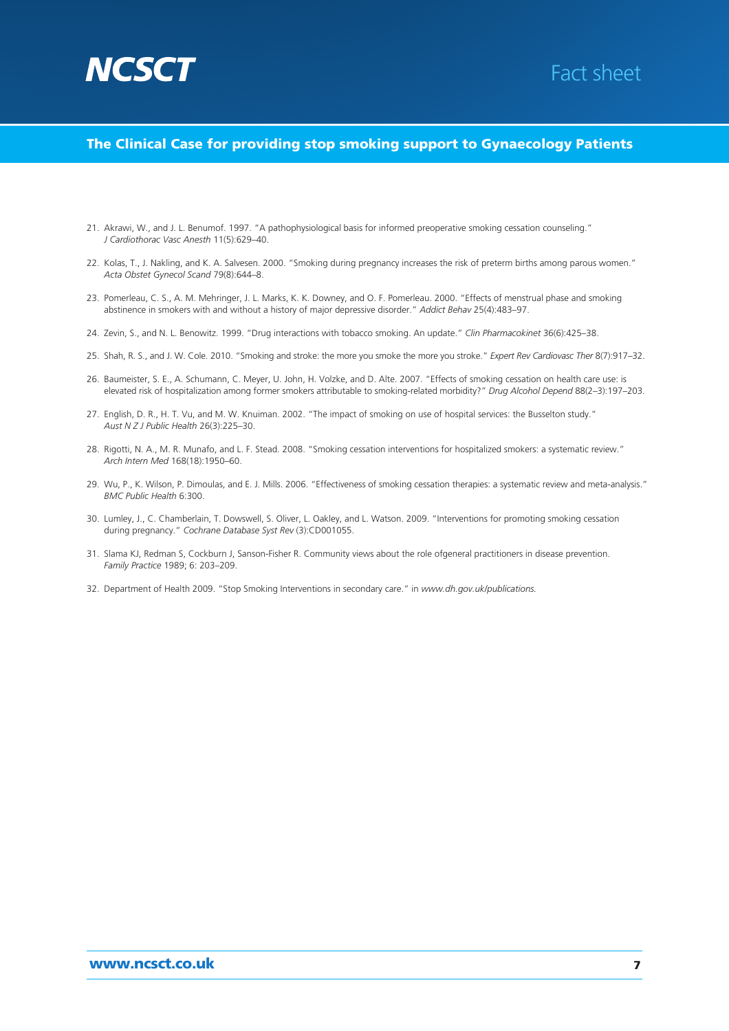21. Akrawi, W., and J. L. Benumof. 1997. "A pathophysiological basis for informed preoperative smoking cessation counseling." *J Cardiothorac Vasc Anesth* 11(5):629–40.

22. Kolas, T., J. Nakling, and K. A. Salvesen. 2000. "Smoking during pregnancy increases the risk of preterm births among parous women." *Acta Obstet Gynecol Scand* 79(8):644–8.

23. Pomerleau, C. S., A. M. Mehringer, J. L. Marks, K. K. Downey, and O. F. Pomerleau. 2000. "Effects of menstrual phase and smoking abstinence in smokers with and without a history of major depressive disorder." *Addict Behav* 25(4):483–97.

24. Zevin, S., and N. L. Benowitz. 1999. "Drug interactions with tobacco smoking. An update." *Clin Pharmacokinet* 36(6):425–38.

25. Shah, R. S., and J. W. Cole. 2010. "Smoking and stroke: the more you smoke the more you stroke." *Expert Rev Cardiovasc Ther* 8(7):917–32.

26. Baumeister, S. E., A. Schumann, C. Meyer, U. John, H. Volzke, and D. Alte. 2007. "Effects of smoking cessation on health care use: is elevated risk of hospitalization among former smokers attributable to smoking-related morbidity?" *Drug Alcohol Depend* 88(2–3):197–203.

27. English, D. R., H. T. Vu, and M. W. Knuiman. 2002. "The impact of smoking on use of hospital services: the Busselton study." *Aust N Z J Public Health* 26(3):225–30.

28. Rigotti, N. A., M. R. Munafo, and L. F. Stead. 2008. "Smoking cessation interventions for hospitalized smokers: a systematic review." *Arch Intern Med* 168(18):1950–60.

29. Wu, P., K. Wilson, P. Dimoulas, and E. J. Mills. 2006. "Effectiveness of smoking cessation therapies: a systematic review and meta-analysis." *BMC Public Health* 6:300.

30. Lumley, J., C. Chamberlain, T. Dowswell, S. Oliver, L. Oakley, and L. Watson. 2009. "Interventions for promoting smoking cessation during pregnancy." *Cochrane Database Syst Rev* (3):CD001055.

31. Slama KJ, Redman S, Cockburn J, Sanson-Fisher R. Community views about the role ofgeneral practitioners in disease prevention. *Family Practice* 1989; 6: 203–209.

32. Department of Health 2009. "Stop Smoking Interventions in secondary care." in *www.dh.gov.uk/publications*.